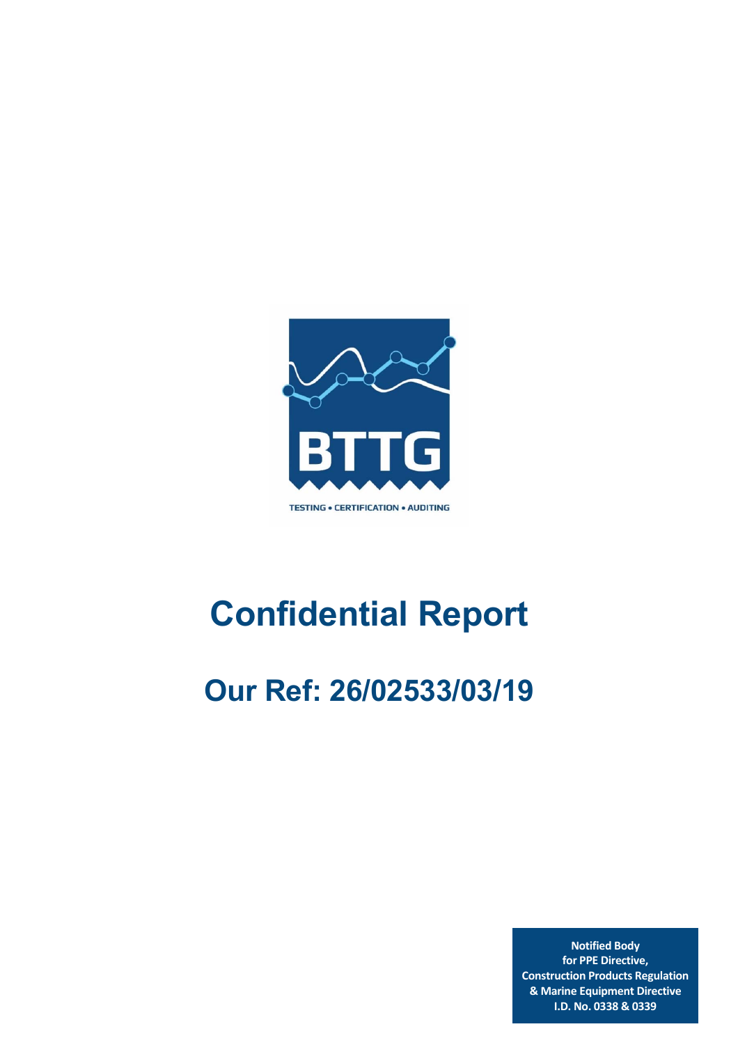BTTG

TESTING • CERTIFICATION • AUDITING

# Confidential Report

## Our Ref: 26/02533/03/19

**Notified Body**
**for PPE Directive,**
**Construction Products Regulation**
**& Marine Equipment Directive**
**I.D. No. 0338 & 0339**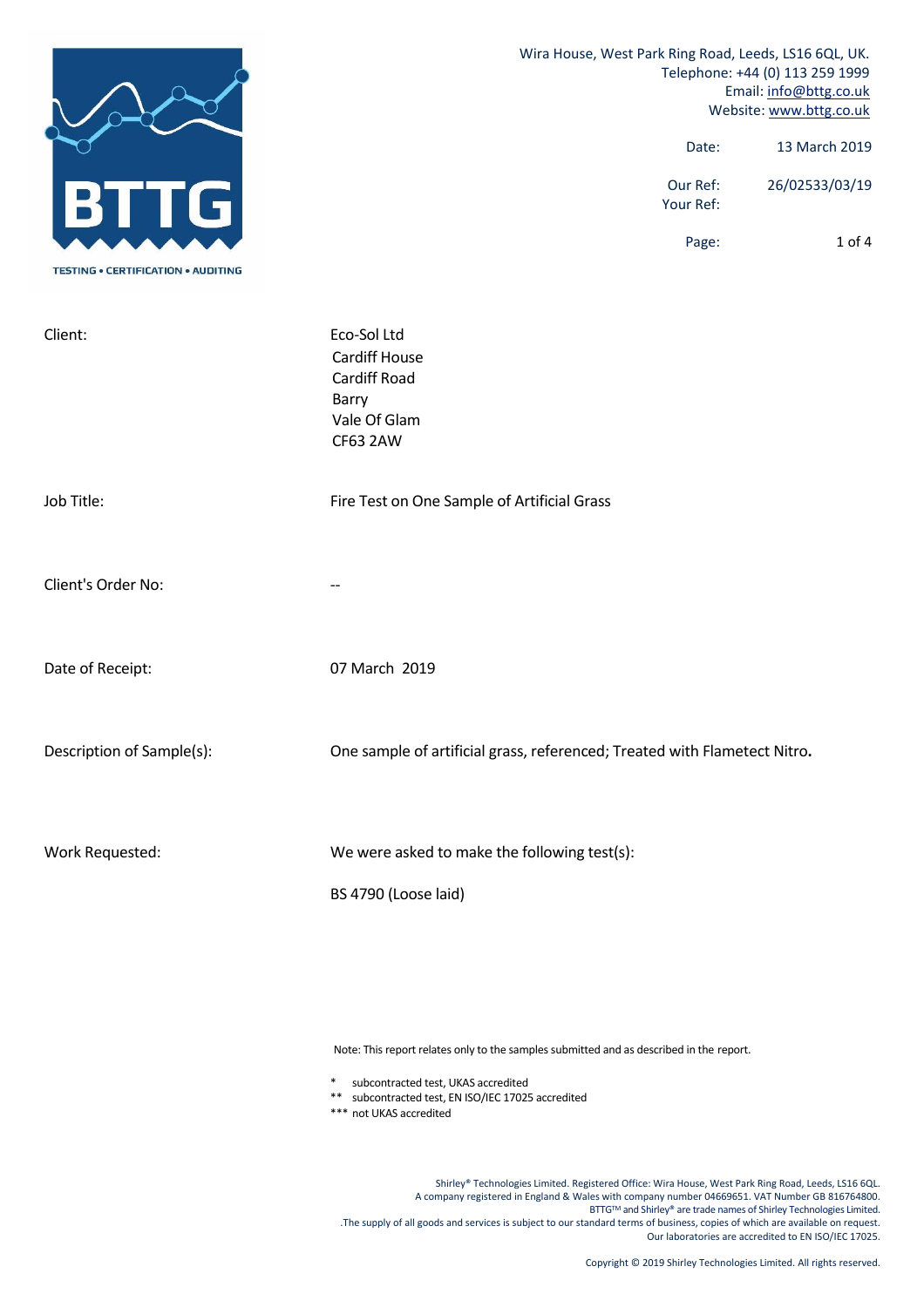Wira House, West Park Ring Road, Leeds, LS16 6QL, UK.
Telephone: +44 (0) 113 259 1999
Email: info@bttg.co.uk
Website: www.bttg.co.uk

| | |
|---|---|
| Date: | 13 March 2019 |
| Our Ref: | 26/02533/03/19 |
| Your Ref: | |

| | |
|---|---|
| Client: | Eco-Sol Ltd<br>Cardiff House<br>Cardiff Road<br>Barry<br>Vale Of Glam<br>CF63 2AW |
| Job Title: | Fire Test on One Sample of Artificial Grass |
| Client's Order No: | -- |
| Date of Receipt: | 07 March 2019 |
| Description of Sample(s): | One sample of artificial grass, referenced; Treated with Flametect Nitro. |
| Work Requested: | We were asked to make the following test(s):<br><br>BS 4790 (Loose laid) |

Note: This report relates only to the samples submitted and as described in the report.

\* subcontracted test, UKAS accredited
\*\* subcontracted test, EN ISO/IEC 17025 accredited
\*\*\* not UKAS accredited

Shirley® Technologies Limited. Registered Office: Wira House, West Park Ring Road, Leeds, LS16 6QL.
A company registered in England & Wales with company number 04669651. VAT Number GB 816764800.
BTTG™ and Shirley® are trade names of Shirley Technologies Limited.
The supply of all goods and services is subject to our standard terms of business, copies of which are available on request.
Our laboratories are accredited to EN ISO/IEC 17025.

Copyright © 2019 Shirley Technologies Limited. All rights reserved.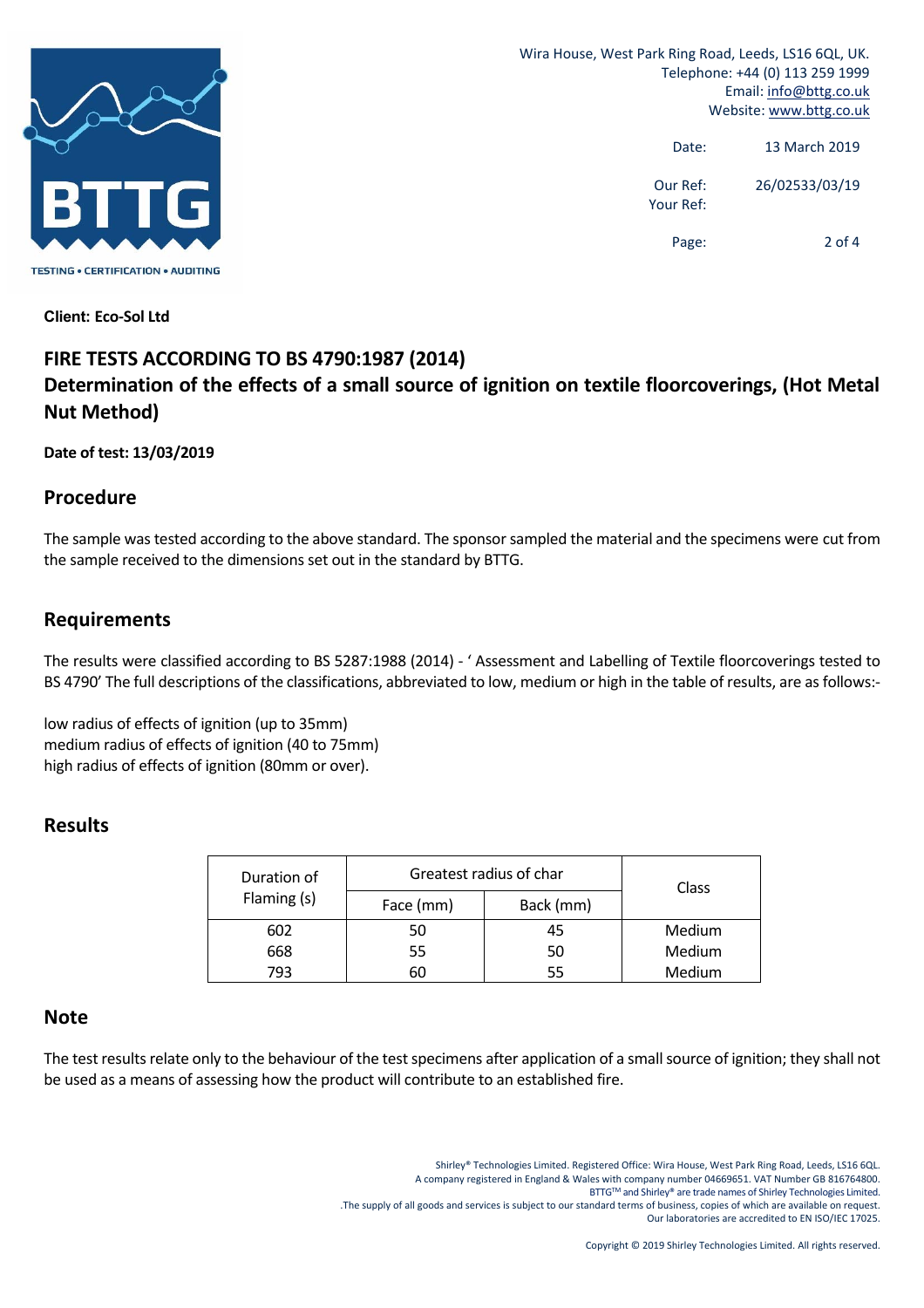Wira House, West Park Ring Road, Leeds, LS16 6QL, UK.
Telephone: +44 (0) 113 259 1999
Email: info@bttg.co.uk
Website: www.bttg.co.uk

Date: 13 March 2019

Our Ref: 26/02533/03/19
Your Ref:

**Client: Eco-Sol Ltd**

## FIRE TESTS ACCORDING TO BS 4790:1987 (2014)
## Determination of the effects of a small source of ignition on textile floorcoverings, (Hot Metal Nut Method)

**Date of test: 13/03/2019**

## Procedure

The sample was tested according to the above standard. The sponsor sampled the material and the specimens were cut from the sample received to the dimensions set out in the standard by BTTG.

## Requirements

The results were classified according to BS 5287:1988 (2014) - ' Assessment and Labelling of Textile floorcoverings tested to BS 4790' The full descriptions of the classifications, abbreviated to low, medium or high in the table of results, are as follows:-

low radius of effects of ignition (up to 35mm)
medium radius of effects of ignition (40 to 75mm)
high radius of effects of ignition (80mm or over).

## Results

| Duration of Flaming (s) | Greatest radius of char | | Class |
|---|---|---|---|
| | Face (mm) | Back (mm) | |
| 602 | 50 | 45 | Medium |
| 668 | 55 | 50 | Medium |
| 793 | 60 | 55 | Medium |

## Note

The test results relate only to the behaviour of the test specimens after application of a small source of ignition; they shall not be used as a means of assessing how the product will contribute to an established fire.

Shirley® Technologies Limited. Registered Office: Wira House, West Park Ring Road, Leeds, LS16 6QL.
A company registered in England & Wales with company number 04669651. VAT Number GB 816764800.
BTTG™ and Shirley® are trade names of Shirley Technologies Limited.
.The supply of all goods and services is subject to our standard terms of business, copies of which are available on request.
Our laboratories are accredited to EN ISO/IEC 17025.

Copyright © 2019 Shirley Technologies Limited. All rights reserved.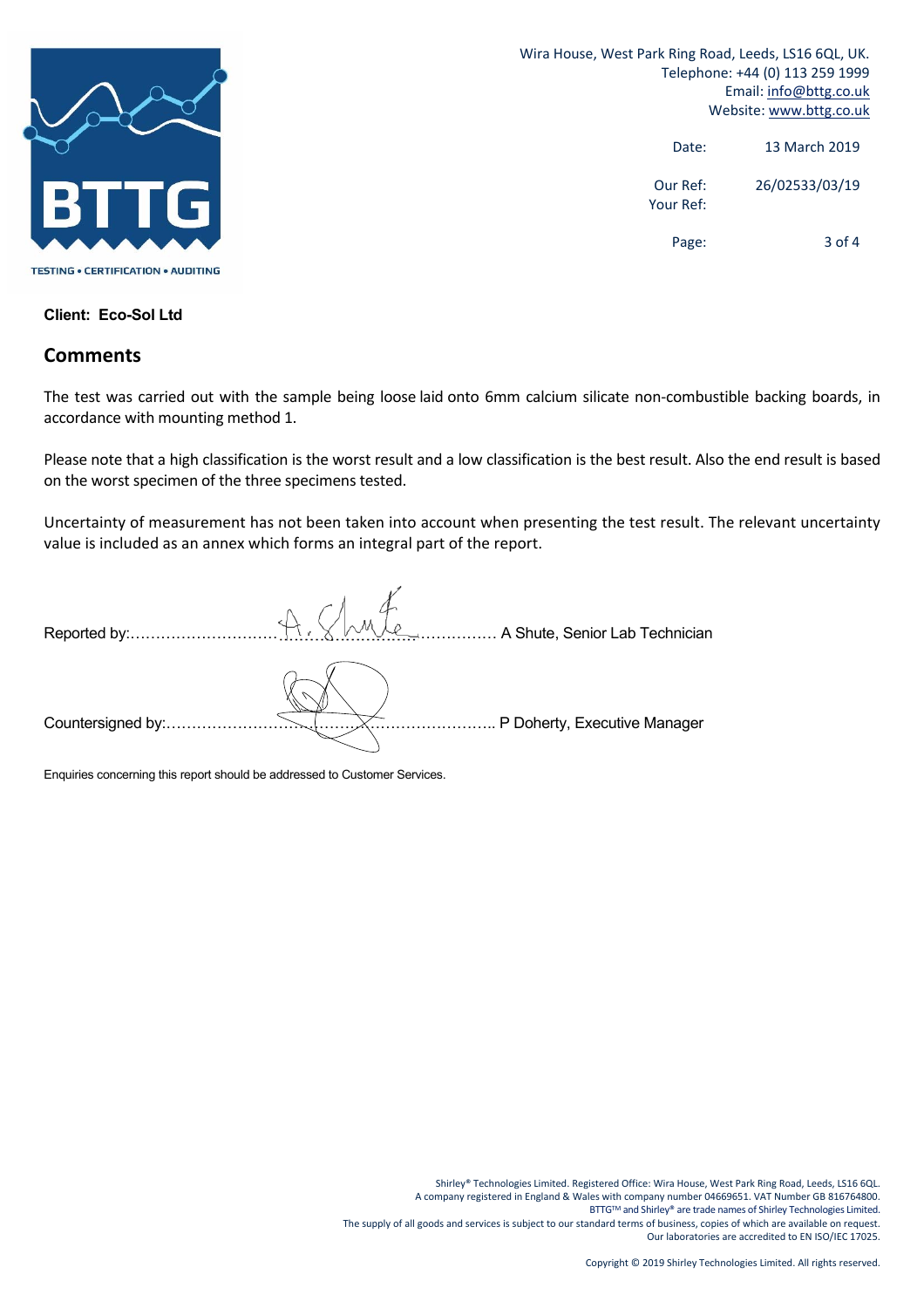Wira House, West Park Ring Road, Leeds, LS16 6QL, UK.
Telephone: +44 (0) 113 259 1999
Email: info@bttg.co.uk
Website: www.bttg.co.uk

| | |
|---|---|
| Date: | 13 March 2019 |
| Our Ref: | 26/02533/03/19 |
| Your Ref: | |

**Client: Eco-Sol Ltd**

## Comments

The test was carried out with the sample being loose laid onto 6mm calcium silicate non-combustible backing boards, in accordance with mounting method 1.

Please note that a high classification is the worst result and a low classification is the best result. Also the end result is based on the worst specimen of the three specimens tested.

Uncertainty of measurement has not been taken into account when presenting the test result. The relevant uncertainty value is included as an annex which forms an integral part of the report.

Reported by:…………………………………………………… A Shute, Senior Lab Technician

Countersigned by:…………………………………………………… P Doherty, Executive Manager

Enquiries concerning this report should be addressed to Customer Services.

Shirley® Technologies Limited. Registered Office: Wira House, West Park Ring Road, Leeds, LS16 6QL.
A company registered in England & Wales with company number 04669651. VAT Number GB 816764800.
BTTG™ and Shirley® are trade names of Shirley Technologies Limited.
The supply of all goods and services is subject to our standard terms of business, copies of which are available on request.
Our laboratories are accredited to EN ISO/IEC 17025.

Copyright © 2019 Shirley Technologies Limited. All rights reserved.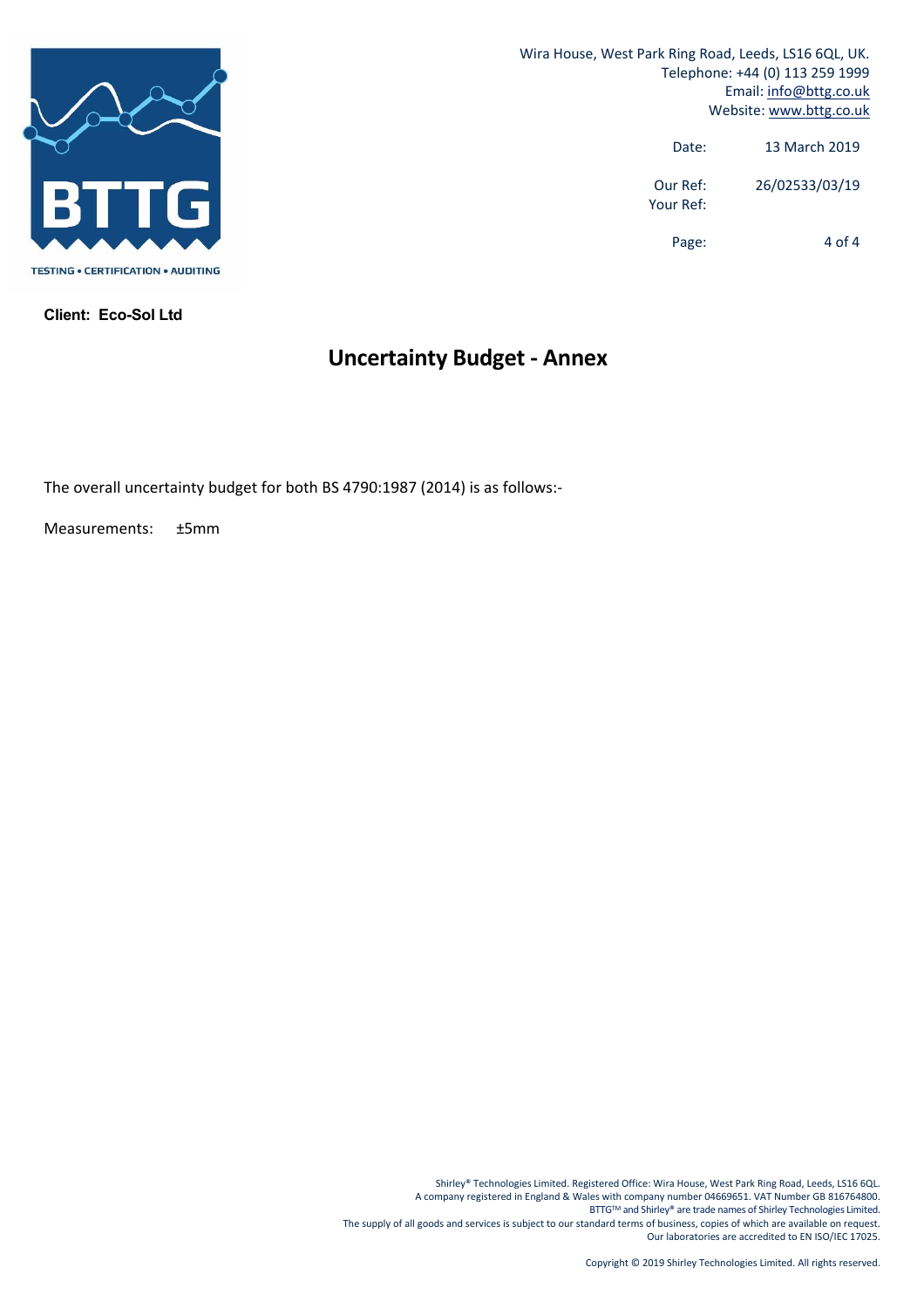Wira House, West Park Ring Road, Leeds, LS16 6QL, UK.
Telephone: +44 (0) 113 259 1999
Email: info@bttg.co.uk
Website: www.bttg.co.uk

Date: 13 March 2019

Our Ref: 26/02533/03/19
Your Ref:

**Client: Eco-Sol Ltd**

# Uncertainty Budget - Annex

The overall uncertainty budget for both BS 4790:1987 (2014) is as follows:-

Measurements: ±5mm